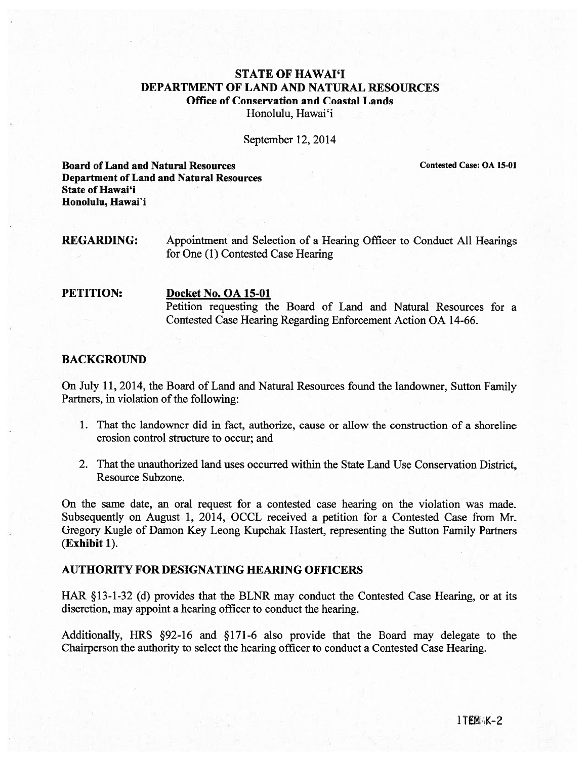# STATE OF HAWAI'I
## DEPARTMENT OF LAND AND NATURAL RESOURCES
### Office of Conservation and Coastal Lands

Honolulu, Hawai'i

September 12, 2014

**Board of Land and Natural Resources**
**Department of Land and Natural Resources**
**State of Hawai'i**
**Honolulu, Hawai'i**

**Contested Case: OA 15-01**

**REGARDING:** Appointment and Selection of a Hearing Officer to Conduct All Hearings for One (1) Contested Case Hearing

**PETITION:** **Docket No. OA 15-01**
Petition requesting the Board of Land and Natural Resources for a Contested Case Hearing Regarding Enforcement Action OA 14-66.

## BACKGROUND

On July 11, 2014, the Board of Land and Natural Resources found the landowner, Sutton Family Partners, in violation of the following:

1. That the landowner did in fact, authorize, cause or allow the construction of a shoreline erosion control structure to occur; and
2. That the unauthorized land uses occurred within the State Land Use Conservation District, Resource Subzone.

On the same date, an oral request for a contested case hearing on the violation was made. Subsequently on August 1, 2014, OCCL received a petition for a Contested Case from Mr. Gregory Kugle of Damon Key Leong Kupchak Hastert, representing the Sutton Family Partners (**Exhibit 1**).

## AUTHORITY FOR DESIGNATING HEARING OFFICERS

HAR §13-1-32 (d) provides that the BLNR may conduct the Contested Case Hearing, or at its discretion, may appoint a hearing officer to conduct the hearing.

Additionally, HRS §92-16 and §171-6 also provide that the Board may delegate to the Chairperson the authority to select the hearing officer to conduct a Contested Case Hearing.

ITEM K-2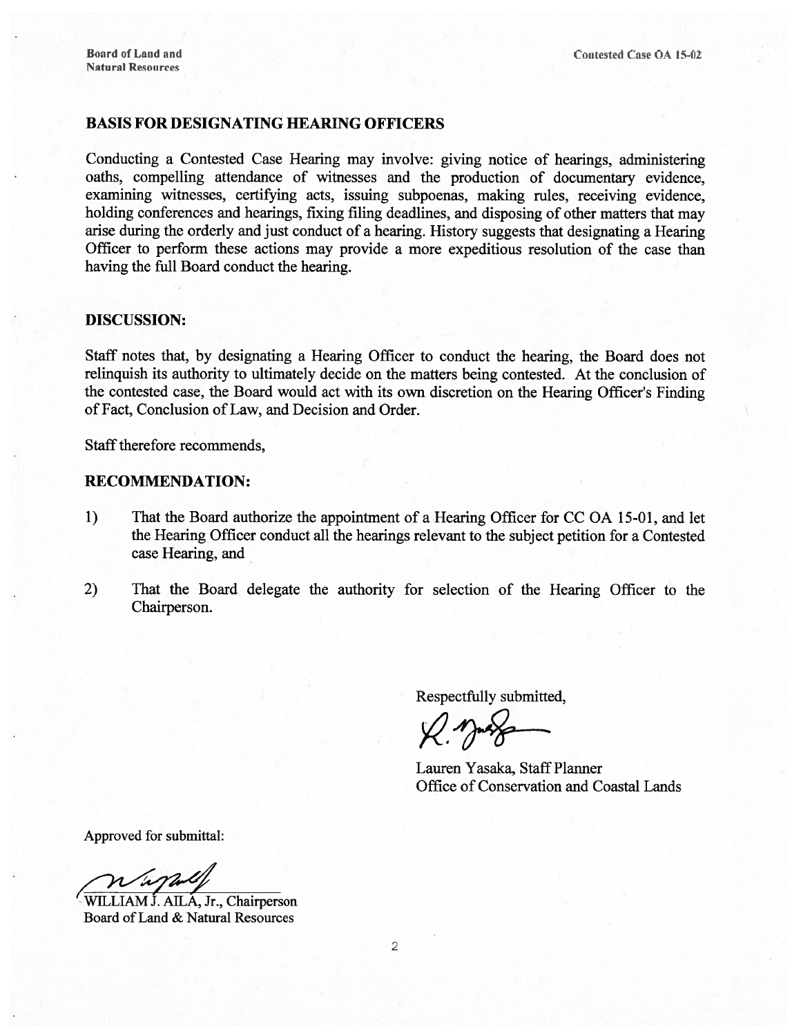## BASIS FOR DESIGNATING HEARING OFFICERS

Conducting a Contested Case Hearing may involve: giving notice of hearings, administering oaths, compelling attendance of witnesses and the production of documentary evidence, examining witnesses, certifying acts, issuing subpoenas, making rules, receiving evidence, holding conferences and hearings, fixing filing deadlines, and disposing of other matters that may arise during the orderly and just conduct of a hearing. History suggests that designating a Hearing Officer to perform these actions may provide a more expeditious resolution of the case than having the full Board conduct the hearing.

## DISCUSSION:

Staff notes that, by designating a Hearing Officer to conduct the hearing, the Board does not relinquish its authority to ultimately decide on the matters being contested. At the conclusion of the contested case, the Board would act with its own discretion on the Hearing Officer's Finding of Fact, Conclusion of Law, and Decision and Order.

Staff therefore recommends,

## RECOMMENDATION:

1) That the Board authorize the appointment of a Hearing Officer for CC OA 15-01, and let the Hearing Officer conduct all the hearings relevant to the subject petition for a Contested case Hearing, and

2) That the Board delegate the authority for selection of the Hearing Officer to the Chairperson.

Respectfully submitted,

Lauren Yasaka, Staff Planner
Office of Conservation and Coastal Lands

Approved for submittal:

WILLIAM J. AILA, Jr., Chairperson
Board of Land & Natural Resources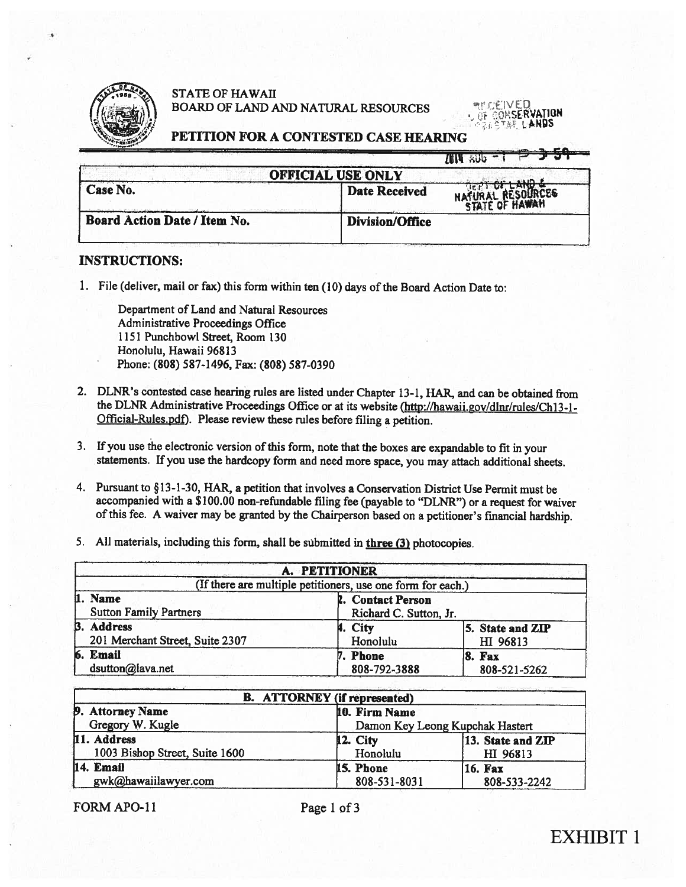STATE OF HAWAII
BOARD OF LAND AND NATURAL RESOURCES

RECEIVED
OF CONSERVATION
COASTAL LANDS

# PETITION FOR A CONTESTED CASE HEARING

2014 AUG -1 P 3:59

| OFFICIAL USE ONLY | | |
|---|---|---|
| **Case No.** | **Date Received** | DEPT OF LAND & NATURAL RESOURCES STATE OF HAWAII |
| **Board Action Date / Item No.** | **Division/Office** | |

## INSTRUCTIONS:

1. File (deliver, mail or fax) this form within ten (10) days of the Board Action Date to:

   Department of Land and Natural Resources
   Administrative Proceedings Office
   1151 Punchbowl Street, Room 130
   Honolulu, Hawaii 96813
   Phone: (808) 587-1496, Fax: (808) 587-0390

2. DLNR's contested case hearing rules are listed under Chapter 13-1, HAR, and can be obtained from the DLNR Administrative Proceedings Office or at its website (http://hawaii.gov/dlnr/rules/Ch13-1-Official-Rules.pdf). Please review these rules before filing a petition.

3. If you use the electronic version of this form, note that the boxes are expandable to fit in your statements. If you use the hardcopy form and need more space, you may attach additional sheets.

4. Pursuant to §13-1-30, HAR, a petition that involves a Conservation District Use Permit must be accompanied with a $100.00 non-refundable filing fee (payable to "DLNR") or a request for waiver of this fee. A waiver may be granted by the Chairperson based on a petitioner's financial hardship.

5. All materials, including this form, shall be submitted in **three (3)** photocopies.

| A. PETITIONER (If there are multiple petitioners, use one form for each.) | | |
|---|---|---|
| **1. Name** Sutton Family Partners | **2. Contact Person** Richard C. Sutton, Jr. | |
| **3. Address** 201 Merchant Street, Suite 2307 | **4. City** Honolulu | **5. State and ZIP** HI 96813 |
| **6. Email** dsutton@lava.net | **7. Phone** 808-792-3888 | **8. Fax** 808-521-5262 |

| B. ATTORNEY (if represented) | | |
|---|---|---|
| **9. Attorney Name** Gregory W. Kugle | **10. Firm Name** Damon Key Leong Kupchak Hastert | |
| **11. Address** 1003 Bishop Street, Suite 1600 | **12. City** Honolulu | **13. State and ZIP** HI 96813 |
| **14. Email** gwk@hawaiilawyer.com | **15. Phone** 808-531-8031 | **16. Fax** 808-533-2242 |

FORM APO-11

EXHIBIT 1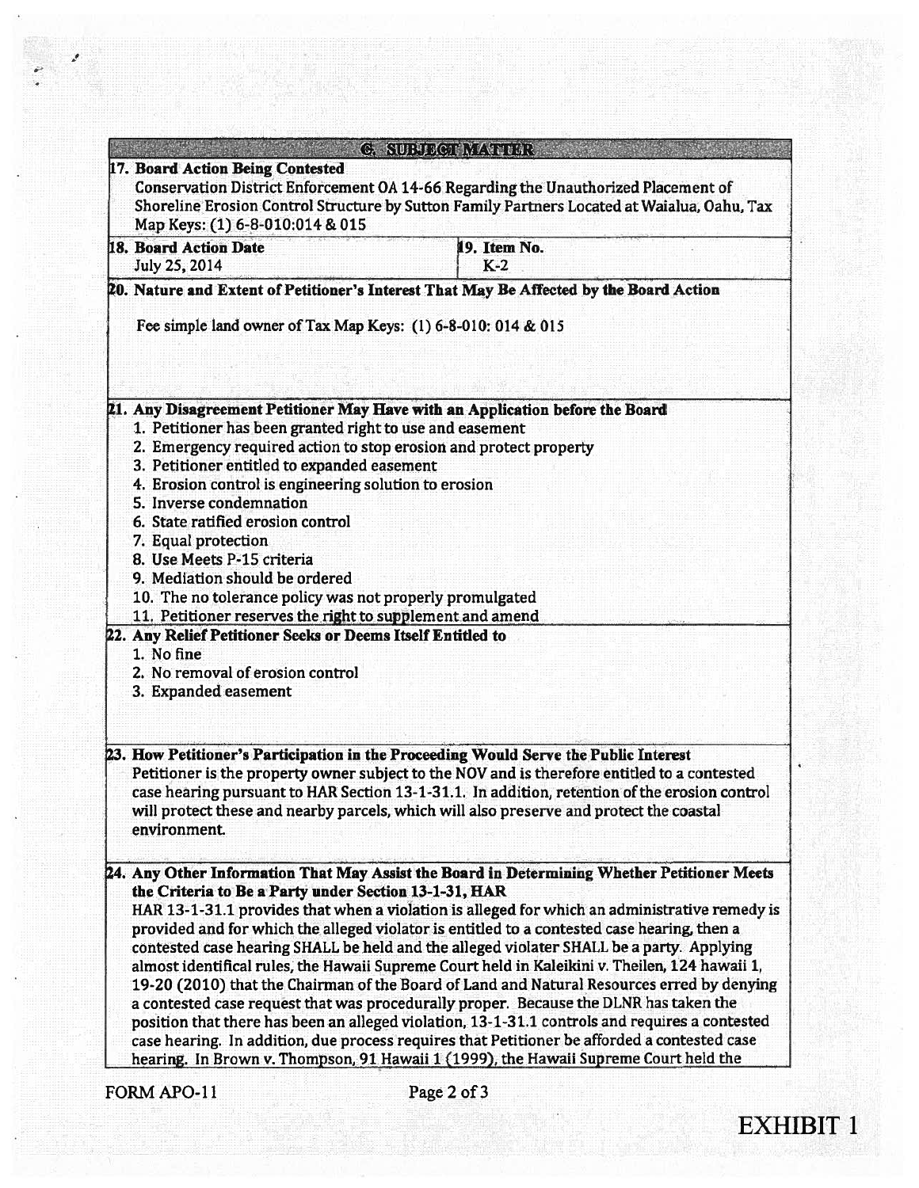## G. SUBJECT MATTER

**17. Board Action Being Contested**

Conservation District Enforcement OA 14-66 Regarding the Unauthorized Placement of Shoreline Erosion Control Structure by Sutton Family Partners Located at Waialua, Oahu, Tax Map Keys: (1) 6-8-010:014 & 015

| **18. Board Action Date** | **19. Item No.** |
| --- | --- |
| July 25, 2014 | K-2 |

**20. Nature and Extent of Petitioner's Interest That May Be Affected by the Board Action**

Fee simple land owner of Tax Map Keys: (1) 6-8-010: 014 & 015

**21. Any Disagreement Petitioner May Have with an Application before the Board**

1. Petitioner has been granted right to use and easement
2. Emergency required action to stop erosion and protect property
3. Petitioner entitled to expanded easement
4. Erosion control is engineering solution to erosion
5. Inverse condemnation
6. State ratified erosion control
7. Equal protection
8. Use Meets P-15 criteria
9. Mediation should be ordered
10. The no tolerance policy was not properly promulgated
11. Petitioner reserves the right to supplement and amend

**22. Any Relief Petitioner Seeks or Deems Itself Entitled to**

1. No fine
2. No removal of erosion control
3. Expanded easement

**23. How Petitioner's Participation in the Proceeding Would Serve the Public Interest**

Petitioner is the property owner subject to the NOV and is therefore entitled to a contested case hearing pursuant to HAR Section 13-1-31.1. In addition, retention of the erosion control will protect these and nearby parcels, which will also preserve and protect the coastal environment.

**24. Any Other Information That May Assist the Board in Determining Whether Petitioner Meets the Criteria to Be a Party under Section 13-1-31, HAR**

HAR 13-1-31.1 provides that when a violation is alleged for which an administrative remedy is provided and for which the alleged violator is entitled to a contested case hearing, then a contested case hearing SHALL be held and the alleged violater SHALL be a party. Applying almost identifical rules, the Hawaii Supreme Court held in Kaleikini v. Theilen, 124 hawaii 1, 19-20 (2010) that the Chairman of the Board of Land and Natural Resources erred by denying a contested case request that was procedurally proper. Because the DLNR has taken the position that there has been an alleged violation, 13-1-31.1 controls and requires a contested case hearing. In addition, due process requires that Petitioner be afforded a contested case hearing. In Brown v. Thompson, 91 Hawaii 1 (1999), the Hawaii Supreme Court held the

FORM APO-11

EXHIBIT 1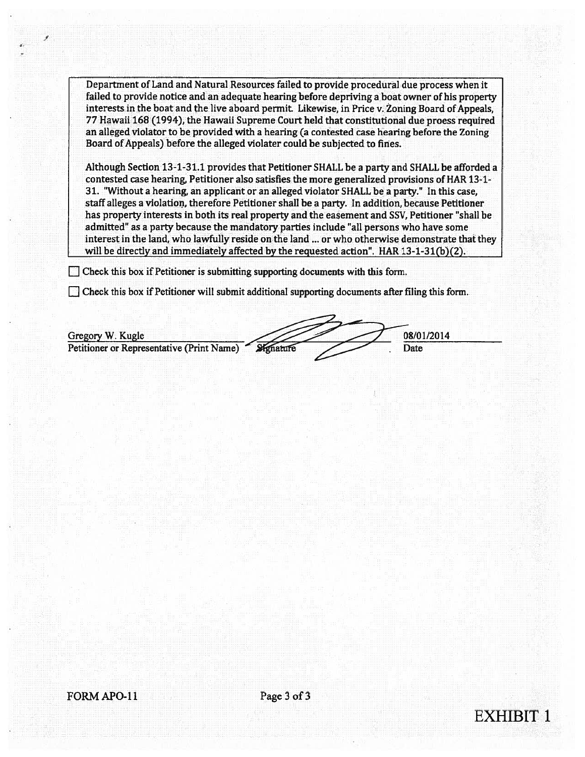Department of Land and Natural Resources failed to provide procedural due process when it failed to provide notice and an adequate hearing before depriving a boat owner of his property interests in the boat and the live aboard permit. Likewise, in Price v. Zoning Board of Appeals, 77 Hawaii 168 (1994), the Hawaii Supreme Court held that constitutional due proess required an alleged violator to be provided with a hearing (a contested case hearing before the Zoning Board of Appeals) before the alleged violater could be subjected to fines.

Although Section 13-1-31.1 provides that Petitioner SHALL be a party and SHALL be afforded a contested case hearing, Petitioner also satisfies the more generalized provisions of HAR 13-1-31. "Without a hearing, an applicant or an alleged violator SHALL be a party." In this case, staff alleges a violation, therefore Petitioner shall be a party. In addition, because Petitioner has property interests in both its real property and the easement and SSV, Petitioner "shall be admitted" as a party because the mandatory parties include "all persons who have some interest in the land, who lawfully reside on the land ... or who otherwise demonstrate that they will be directly and immediately affected by the requested action". HAR 13-1-31(b)(2).

☐ Check this box if Petitioner is submitting supporting documents with this form.

☐ Check this box if Petitioner will submit additional supporting documents after filing this form.

| | | |
|---|---|---|
| Gregory W. Kugle | [Signature] | 08/01/2014 |
| Petitioner or Representative (Print Name) | Signature | Date |

FORM APO-11

EXHIBIT 1